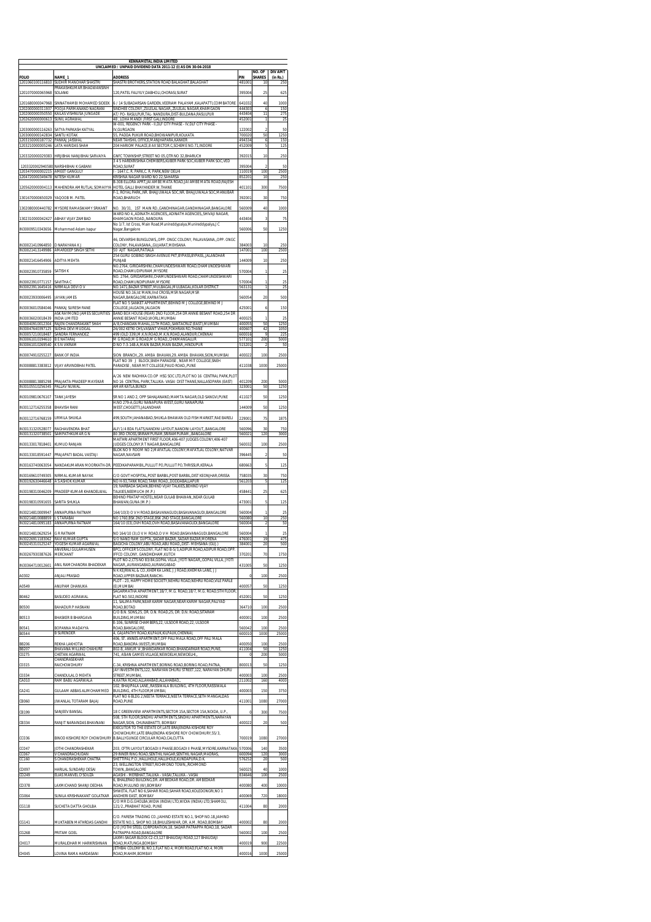| KENNAMETAL INDIA LIMITED | | | | | |
|---|---|---|---|---|---|
| UNCLAIMED / UNPAID DIVIDEND DATA 2011-12 (I) AS ON 30-04-2018 | | | | | |
| FOLIO | NAME_1 | ADDRESS | PIN | NO. OF SHARES | DIV AMT (in Rs.) |
| 1201060100114810 | SUDHIR MANOHAR SHASTRI | SHASTRI BROTHERS,STATION ROAD BALAGHAT,BALAGHAT | 481001 | 10 | 250 |
| 1201070000065968 | PRAKASHKUMAR BHAGWANSINH SOLANKI | 120,PATEL FALIYUY,DABHOLI,CHORASI,SURAT | 395004 | 25 | 625 |
| 1201680000047968 | SINNATHAMBI MOHAMED SIDEEK | 6 / 14 SUBADARSAN GARDEN,VEERIAM PALAYAM ,KALAPATTI,COIMBATORE | 641032 | 40 | 1000 |
| 1202000000311937 | POOJA PARMANAND NAGRANI | SINDHEE COLONY,,ZULELAL NAGAR,,ZULELAL NAGAR,KHAMGAON | 444303 | 6 | 150 |
| 1202000000350550 | KAILAS VISHNUSA JUNGADE | AT/ PO- RASULPUR,TAL- NANDURA,DIST-BULDANA,RASULPUR | 443404 | 11 | 275 |
| 1202620000000613 | SUNIL AGRAWAL | 48 , LOHA MANDI ,FIRST GALI,INDORE | 452001 | 1 | 25 |
| 1203000000116263 | SATYA PARKASH KATYAL | W-001, REGENCY PARK - II,DLF CITY PHASE - IV,DLF CITY PHASE - IV,GURGAON | 122002 | 2 | 50 |
| 1203000000142834 | SANTU KOTAK | 55, PADDA PUKUR ROAD,BHOWANIPUR,KOLKATA | 700020 | 50 | 1250 |
| 1203150000187732 | PANKAJ JAISWAL | NEAR TAHSHIL OFFICE,MANJHAPARA,KANKER | 494334 | 6 | 150 |
| 1203210000005246 | LATA HARIDAS SHAH | 204 HARIOM PALACE,8 AX SECTOR C,SCHEM E NO.71,INDORE | 452009 | 5 | 125 |
| 1203320000029383 | HIRJIBHAI NANJIBHAI SARVAIYA | GNFC TOWNSHIP,STREET NO 05,QTR NO 32,BHARUCH | 392015 | 10 | 250 |
| 1203320002940580 | NARSHIBHAI K GABANI | 3 4 5 HAREKRISHNA CHEMBERS,KUBER PARK SOC,KUBER PARK SOC,VED ROAD,SURAT | 395004 | 2 | 50 |
| 1203470000002215 | AMEET GANGULY | I - 1647,C. R. PARK,C. R. PARK,NEW DELHI | 110019 | 100 | 2500 |
| 1204720000349478 | NITESH KUMAR | KRISHNA NAGAR WARD NO 22,SAHARSA | 852201 | 10 | 250 |
| 1205620000004113 | MAHENDRA AMRUTLAL SOMAIYYA | B-308 ELLORA APRT,JAI AMBE MATA ROAD,JAI AMBE MATA ROAD,RAJESH HOTEL GALLI BHAYANDER W,,THANE | 401101 | 300 | 7500 |
| 1301670000650029 | YAQOOB M. PATEL | F-1, ROYAL PARK,,NR. BHAJJUWALA SOC,NR. BHAJJUWALA SOC,MANUBAR ROAD,BHARUCH | 392001 | 30 | 750 |
| 1302080000440782 | MYSORE RAMASWAMY SRIKANT | NO. 30/31, 1ST MAIN RD.,GANDHINAGAR,GANDHINAGAR,BANGALORE | 560009 | 40 | 1000 |
| 1302310000042427 | ABHAY VIJAY ZAMBAD | WARD NO 4,,ADINATH AGENCIES,,ADINATH AGENCIES,,SHIVAJI NAGAR, KHAMGAON ROAD,,NANDURA | 443404 | 3 | 75 |
| IN30009510343656 | Mohammed Aslam Isapur | No 1/7, Ist Cross, Main Road,Munireddypalya,Munireddypalya,J C Nagar,Bangalore | 560006 | 50 | 1250 |
| IN30021410964850 | D NARAYANA K J | 46, DEVARSHI BUNGLOWS,,OPP. ONGC COLONY, PALAVASANA,,OPP. ONGC COLONY, PALAVASANA,,GUJARAT,MEHSANA | 384003 | 10 | 250 |
| IN30021413149986 | AMARDEEP SINGH SETHI | 50 AJIT NAGAR,PATIALA | 147001 | 100 | 2500 |
| IN30021416454906 | ADITYA MEHTA | 254 GURU GOBIND SINGH AVENUE PKT,BYPASS,BYPASS,,JALANDHAR PUNJAB | 144009 | 10 | 250 |
| IN30023910735859 | SATISH K | NO.2764, GIRIDARSHINI,CHAMUNDESHWARI ROAD,CHAMUNDESHWARI ROAD,CHAMUNDIPURAM,MYSORE | 570004 | 1 | 25 |
| IN30023910771157 | SAVITHA C | NO. 2764, GIRIDARSHINI,CHAMUNDESHWARI ROAD,CHAMUNDESHWARI ROAD,CHAMUNDIPURAM,MYSORE | 570004 | 1 | 25 |
| IN30023911645416 | NIRMALA DEVI O V | NO.1471,BAZAR STREET,MULBAGAL,MULBAGAL,KOLAR DISTRICT | 563131 | 1 | 25 |
| IN30023930006495 | JAYAN JAMES | HOUSE NO.16,Ist MAIN,IInd CROSS,MSR NAGAR,MSR NAGAR,BANGALORE,KARNATAKA | 560054 | 20 | 500 |
| IN30036010584046 | PANKAJ SURESH RANE | FLAT NO 5 SANKET APPARTMENT,BEHIND M J COLLEGE,BEHIND M J COLLEGE,JALGAON,JALGAON | 425001 | 6 | 150 |
| IN30036020018439 | ASK RAYMOND JAMES SECURITIES INDIA LIMITED | BAND BOX HOUSE (REAR) 2ND FLOOR,254 DR ANNIE BESANT ROAD,254 DR ANNIE BESANT ROAD,WORLI,MUMBAI | 400025 | 1 | 25 |
| IN30040910012304 | RAJEN CHANDRAKANT SHAH | A/8,CHANDAN MAHAL,11TH ROAD,,SANTACRUZ (EAST),MUMBAI | 400055 | 50 | 1250 |
| IN30047640397125 | SUDHA DEVI MUDGAL | 26/002 KETKI CHS,VASANT VIHAR,POKHRAN RD,THANE | 400607 | 42 | 1050 |
| IN30057210018487 | SANDRA FERNANDEZ | 499 (OLD 339),M.K.N.ROAD,M.K.N.ROAD,ALANDUR,CHENNAI | 600016 | 9 | 225 |
| IN30061010194610 | B E NATARAJ | M G ROAD,M G ROAD,M G ROAD,,CHIKMANGALUR | 577101 | 200 | 5000 |
| IN30061010269540 | K S N VIKRAM | D NO 7-3-148-A,MAIN BAZAR,MAIN BAZAR,,HINDUPUR | 515201 | 2 | 50 |
| IN30074910255227 | BANK OF INDIA | SION BRANCH,,29. AMBA BHAVAN,29. AMBA BHAVAN,SION,MUMBAI | 400022 | 100 | 2500 |
| IN30088813383812 | VIJAY ARVINDBHAI PATEL | FLAT NO 39 J BLOCK,SNEH PARADISE , NEAR MIT COLLEGE,SNEH PARADISE , NEAR MIT COLLEGE,PAUD ROAD,,PUNE | 411038 | 1000 | 25000 |
| IN30088813885298 | PRAJAKTA PRADEEP MAYEKAR | A/26 NEW RADHIKA CO.OP HSG SOC LTD,PLOT NO 16 CENTRAL PARK,PLOT NO 16 CENTRAL PARK,TALUKA- VASAI DIST THANE,NALLASOPARA (EAST) | 401209 | 200 | 5000 |
| IN30105510256345 | PALLAV NUWAL | AMAR KATLA,BUNDI | 323001 | 50 | 1250 |
| IN30109810676107 | TANK JAYESH | SR NO 1 AND 2, OPP SAHAJANAND,MAMTA NAGAR,OLD SANGVI,PUNE | 411027 | 50 | 1250 |
| IN30112716255358 | BHAVISH RANI | H.NO 275-A,GURU NANAPURA WEST,GURU NANAPURA WEST,CHOGETTI,JALANDHAR | 144009 | 50 | 1250 |
| IN30112716768159 | URMILA SHUKLA | 499,SOUTH JAHANABAD,SHUKLA BHAWAN OLD FISH MARKET,RAE BARELI | 229001 | 75 | 1875 |
| IN30131320528077 | RAGHAVENDRA BHAT | ALF/1/4 BDA FLATS,NANDINI LAYOUT,NANDINI LAYOUT,,BANGALORE | 560096 | 30 | 750 |
| IN30131320738501 | SAMPATHKUMAR G N | 80 3RD CROSS,SRIRAMPURAM,SRIRAMPURAM,,BANGALORE | 560021 | 120 | 3000 |
| IN30133017818401 | KUMUD RANJAN | MAITHRI APARTMENT FIRST FLOOR,406-407 JUDGES COLONY,406-407 JUDGES COLONY,R T NAGAR,BANGALORE | 560032 | 100 | 2500 |
| IN30133018591447 | PRAJAPATI BADAL VASTAJI | BLOK NO 9 ROOM NO 2,MAFATLAL COLONY,MAFATLAL COLONY,NATVAR NAGAR,NAVSARI | 396445 | 2 | 50 |
| IN30163740063054 | NANDAKUMARAN MOORKATH-DR. | PEEDIKAPARAMBIL,PULLUT PO,PULLUT PO,THRISSUR,KERALA | 680663 | 5 | 125 |
| IN30169610749305 | NIRMAL KUMAR NAYAK | C/O GOVT HOSPITAL,POST BARBIL,POST BARBIL,DIST KEONJHAR,ORISSA | 758035 | 30 | 750 |
| IN30192630446648 | A S ASHOK KUMAR | NO H-93,TANK ROAD,TANK ROAD,,DODDABALLAPUR | 561203 | 5 | 125 |
| IN30198310046209 | PRADEEP KUMAR KHANDELWAL | 19, NARBADA SADAN,BEHIND VIJAY TALKIES,BEHIND VIJAY TALKIES,NEEMUCH (M.P.) | 458441 | 25 | 625 |
| IN30198310591655 | SARITA SHUKLA | BEHIND PRATAP HOSTEL,NEAR GULAB BHAWAN,,NEAR GULAB BHAWAN,GUNA (M.P.) | 473001 | 5 | 125 |
| IN30214810009947 | ANNAPURNA RATNAM | 164/10(3) O V H ROAD,BASAVANAGUDI,BASAVANAGUDI,BANGALORE | 560004 | 1 | 25 |
| IN30214810088859 | L S TARABAI | NO 1760,BSK 2ND STAGE,BSK 2ND STAGE,BANGALORE | 560080 | 10 | 250 |
| IN30214810095183 | ANNAPURNA RATNAM | 164/10 (03),OVH ROAD,OVH ROAD,BASAVANAGUDI,BANGALORE | 560004 | 2 | 50 |
| IN30214810629254 | G R RATNAM | NO 164/10 (3),O V H ROAD,O V H ROAD,BASAVANAGUDI,BANGALORE | 560004 | 1 | 25 |
| IN30226911183062 | RAVI KUMAR GUPTA | S/O NAND RAM GUPTA,,SADAR BAZAR,,SADAR BAZAR,MORENA | 476001 | 19 | 475 |
| IN30245310125247 | YOGESH KUMAR AGARWAL | BAGICHA COLONY,ABU ROAD,ABU ROAD,,DIST - MEHSANA (GUJ.) | 384001 | 20 | 500 |
| IN30267930387626 | ANVERALI GULAMHUSEN MERCHANT | BPCL OFFICER'S COLONY, FLAT NO B-5/3,ADIPUR ROAD,ADIPUR ROAD,OPP. IFFCO COLONY, GANDHIDHAM ,KUTCH | 370201 | 70 | 1750 |
| IN30364710012601 | ANIL RAMCHANDRA BHADEKAR | PLOT NO-2,CTS NO 83/84,GOPAL VILLA, JYOTI NAGAR,,GOPAL VILLA, JYOTI NAGAR,,AURANGABAD,AURANGABAD | 431005 | 50 | 1250 |
| A0302 | ANJALI PRASAD | N K KEJRIWAL & CO.,KHEMKA LANE, J J ROAD,KHEMKA LANE, J J ROAD,UPPER BAZAAR,RANCHI- | 0 | 100 | 2500 |
| A0549 | ANUPAM DHANUKA | PLOT - 23, HAPPY HOME SOCIETY,NEHRU ROAD,NEHRU ROAD,VILE PARLE (E),MUMBAI | 400057 | 50 | 1250 |
| B0462 | BASUDEO AGRAWAL | SAGARMATHA APARTMENT,18/7, M.G. ROAD,18/7, M.G. ROAD,5TH FLOOR, FLAT NO.502,INDORE | 452001 | 50 | 1250 |
| B0500 | BAHADUR P HASNANI | 11, SALIMA PARK,NEAR KARIM NAGAR,NEAR KARIM NAGAR,PALIYAD ROAD,BOTAD | 364710 | 100 | 2500 |
| B0513 | BHASKER B BHARGAVA | C/O B.N. SONS,25, DR. D.N. ROAD,25, DR. D.N. ROAD,SITARAM BUILDING,MUMBAI | 400001 | 100 | 2500 |
| B0541 | BOPANNA MADAYYA | E-106, SUNRISE CHAMBERS,22, ULSOOR ROAD,22, ULSOOR ROAD,BANGALORE, | 560042 | 100 | 2500 |
| B0544 | B SURENDER | 4, GAJAPATHY ROAD,KILPAUK,KILPAUK,CHENNAI, | 600010 | 1000 | 25000 |
| BB206 | REKHA LAKHOTIA | 406, ST. ANNES APARTMENT,OFF PALI MALA ROAD,OFF PALI MALA ROAD,BANDRA (WEST),MUMBAI | 400050 | 100 | 2500 |
| BB207 | BHAVANA MILLIND CHAHURE | 802-B, ANKUR 'A',BHANDARKAR ROAD,BHANDARKAR ROAD,PUNE, | 411004 | 50 | 1250 |
| CO275 | CHETAN AGARWAL | 741, ASIAN GAMES VILLAGE,NEW DELHI,NEW DELHI,, | 0 | 200 | 5000 |
| CO315 | CHANDRASEKHAR RAICHOWDHURY | C-34, KRISHNA APARTMENT,BORING ROAD,BORING ROAD,PATNA, | 800013 | 50 | 1250 |
| CO334 | CHANDULAL D MEHTA | JAY INVESTMENTS,122, NARAYAN DHURU STREET,122, NARAYAN DHURU STREET,MUMBAI, | 400003 | 100 | 2500 |
| CA010 | RAM BABU AGARWALA | 4,KATRA ROAD,ALLAHABAD,ALLAHABAD,, | 211002 | 160 | 4000 |
| CA241 | GULAAM ABBAS ALIMOHAMMED | 102, BHAJIPALA LANE,,RASSIWALA BUILDING, 4TH FLOOR,RASSIWALA BUILDING, 4TH FLOOR,MUMBAI, | 400003 | 150 | 3750 |
| CB060 | JIWANLAL TOTARAM BAJAJ | FLAT NO 6 BLDG 2,NEETA TERRACE,NEETA TERRACE,SETH MANGALDAS ROAD,PUNE | 411001 | 1080 | 27000 |
| CB199 | SANJEEV BANSAL | 18 C GREENVIEW APARTMENTS,SECTOR 15A,SECTOR 15A,NOIDA, U.P., | 0 | 300 | 7500 |
| CB334 | RANJIT NARAINDAS BHAVNANI | 108, 5TH FLOOR,SINDHU APARTMENTS,SINDHU APARTMENTS,NARAYAN NAGAR,SION, CHUNABHATTI, BOMBAY | 400022 | 20 | 500 |
| CC036 | BINOD KISHORE ROY CHOWDHURY | EXECUTOR TO THE ESTATE OF,LATE BRAJENDRA KISHORE ROY CHOWDHURY,LATE BRAJENDRA KISHORE ROY CHOWDHURY,55/3, B.BALLYGUNGE CIRCULAR ROAD,CALCUTTA | 700019 | 1080 | 27000 |
| CC047 | JOTHI CHANDRASHEKAR | 203, CFTRI LAYOUT,BOGADI II PHASE,BOGADI II PHASE,MYSORE,KARNATAKA | 570006 | 140 | 3500 |
| CC067 | V CHANDRACHUDAN | 29 INNER RING ROAD,SENTHIL NAGAR,SENTHIL NAGAR,MADRAS, | 600094 | 120 | 3000 |
| CC160 | S CHANDRASHEKAR CHATRA | SHETTIPAL P.O.,HALLIHOLE,HALLIHOLE,KUNDAPURA,D.K. | 576252 | 20 | 500 |
| CD097 | HARILAL SUNDARJI DESAI | 23, WELLINGTON STREET,RICHMOND TOWN,,RICHMOND TOWN,,BANGALORE | 560025 | 40 | 1000 |
| CD249 | ELIAS MANVEL D'SOUZA | AGASHI - MERBHAT,TALUKA - VASAI,TALUKA - VASAI | 834646 | 100 | 2500 |
| CD378 | LAXMICHAND SHANJI DEDHIA | 6, BHALERAO BUILDING,DR. AMBEDKAR ROAD,DR. AMBEDKAR ROAD,MULUND (W),BOMBAY | 400080 | 400 | 10000 |
| CG064 | SUNILA KRISHNAKANT GOLATKAR | SHWETA, FLAT NO 6,SAHAR ROAD,SAHAR ROAD,KOLEDONGRI,NO 1 ANDHERI EAST, BOMBAY | 400069 | 720 | 18000 |
| CG118 | SUCHETA DATTA GHOLBA | C/O MR D.G.GHOLBA,WIDIA (INDIA) LTD,WIDIA (INDIA) LTD,SHAMOLI, 121/2,,PRABHAT ROAD, PUNE | 411004 | 80 | 2000 |
| CG141 | MUKTABEN MATHRDAS GANDHI | C/O. PARESH TRADING CO.,JAIHIND ESTATE NO.1, SHOP NO.18,JAIHIND ESTATE NO.1, SHOP NO.18,BHULESHWAR, DR. A.M. ROAD,BOMBAY | 400002 | 80 | 2000 |
| CG268 | PRITAM GOEL | C/O JYOTHI STEEL CORPORATION,18, SADAR PATRAPPA ROAD,18, SADAR PATRAPPA ROAD,BANGALORE | 560002 | 100 | 2500 |
| CH017 | MURALIDHAR M HARIKRISHNAN | LAXMI-SAGAR BLOCK C2-C3,127 BHAUDAJI ROAD,127 BHAUDAJI ROAD,MATUNGA,BOMBAY | 400019 | 900 | 22500 |
| CH045 | LOVINA RAMA HARDASANI | JETHIBAI COLONY BL NO.1,FLAT NO.4, MORI ROAD,FLAT NO.4, MORI ROAD,MAHIM,BOMBAY | 400016 | 1000 | 25000 |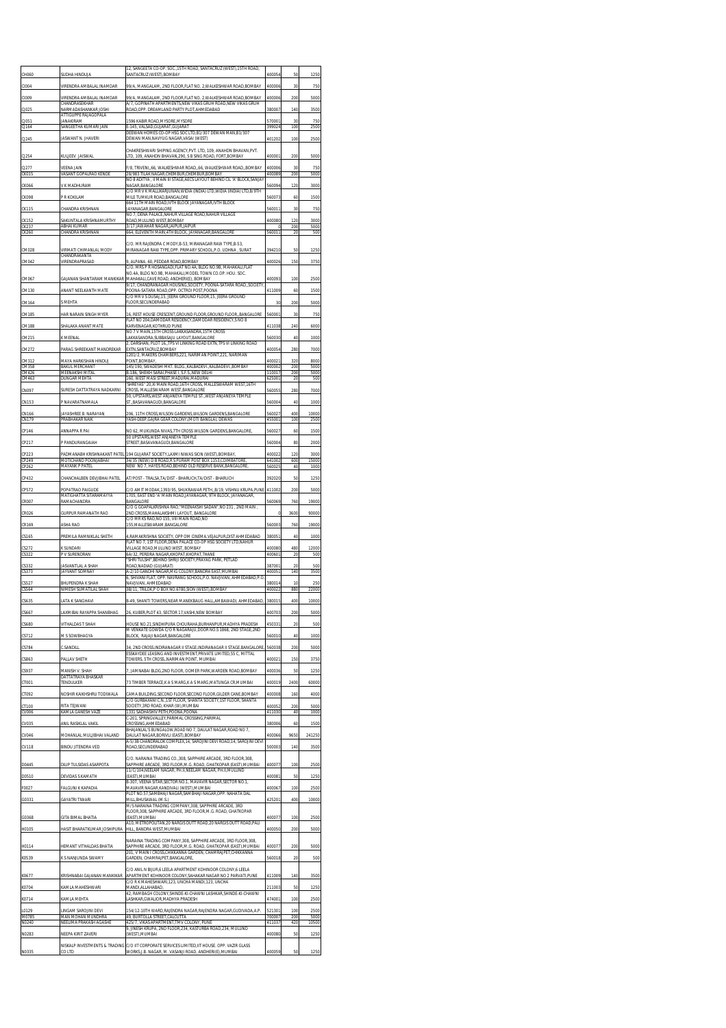| | | | | | |
|---|---|---|---|---|---|
| CH060 | SUDHA HINDUJA | 12, SANGEETA CO-OP. SOC.,15TH ROAD, SANTACRUZ(WEST),15TH ROAD, SANTACRUZ(WEST),BOMBAY | 400054 | 50 | 1250 |
| CI004 | VIRENDRA AMBALAL INAMDAR | 99/A, MANGALAM, 2ND FLOOR,FLAT NO. 2,WALKESHWAR ROAD,BOMBAY | 400006 | 30 | 750 |
| CI009 | VIRENDRA AMBALAL INAMDAR | 99/A, MANGALAM, 2ND FLOOR,FLAT NO. 2,WALKESHWAR ROAD,BOMBAY | 400006 | 200 | 5000 |
| CJ025 | CHANDRASEKHAR NARMADASHANKAR JOSHI | A/7, GOPINATH APARTMENTS,NEW VIKAS GRUH ROAD,NEW VIKAS GRUH ROAD,OPP. DREAMLAND PARTY PLOT,AHMEDABAD | 380007 | 140 | 3500 |
| CJ051 | ATTIGUPPE RAJAGOPALA JANAKIRAM | 1596 KABIR ROAD,MYSORE,MYSORE | 570001 | 30 | 750 |
| CJ164 | SANGEETHA KUMARI JAIN | E-145, VALSAD,GUJARAT,GUJARAT | 399024 | 100 | 2500 |
| CJ245 | JASWANT N. JHAVERI | DEEWAN HOMES CO-OP HSG SOC LTD,B1/307 DEWAN MAN,B1/307 DEWAN MAN,NAVYUG NAGAR,VASAI (WEST) | 401202 | 100 | 2500 |
| CJ254 | KULJEEV JAISWAL | CHAKRESHWARI SHIPING AGENCY,PVT. LTD, 109, ANAHDN BHAVAN,PVT. LTD, 109, ANAHON BHAVAN,290, S B SING ROAD, FORT,BOMBAY | 400001 | 200 | 5000 |
| CJ277 | VEENA JAIN | F/8, TRIVENI,,66, WALKESHWAR ROAD,,66, WALKESHWAR ROAD,,BOMBAY | 400006 | 30 | 750 |
| CK015 | VASANT GOPALRAO KENDE | 28/983 TILAK NAGAR,CHEMBUR,CHEMBUR,BOMBAY | 400089 | 200 | 5000 |
| CK066 | V K MADHURAM | NO 8 ADITYA , II MAIN III STAGE,AECS LAYOUT BEHIND CIL 'A' BLOCK,SANJAY NAGAR,BANGALORE | 560094 | 120 | 3000 |
| CK098 | P R KOKILAM | C/O MR V K MALLIKARJUNAN,WIDIA (INDIA) LTD,WIDIA (INDIA) LTD,8/9TH MILE TUMKUR ROAD,BANGALORE | 560073 | 60 | 1500 |
| CK115 | CHANDRA KRISHNAN | 664 11TH MAIN ROAD,IVTH BLOCK JAYANAGAR,IVTH BLOCK JAYANAGAR,BANGALORE | 560011 | 30 | 750 |
| CK152 | SAKUNTALA KRISHNAMURTHY | NO 7, DENA PALACE,NAHUR VILLAGE ROAD,NAHUR VILLAGE ROAD,MULUND WEST,BOMBAY | 400080 | 120 | 3000 |
| CK237 | ABHAI KUMAR | 3/17 JAWAHAR NAGAR,JAIPUR,JAIPUR | 0 | 200 | 5000 |
| CK260 | CHANDRA KRISHNAN | 664, ELEVENTH MAIN,4TH BLOCK, JAYANAGAR,BANGALORE | 560011 | 20 | 500 |
| CM028 | VIRMATI CHIMANLAL MODY | C/O. MR RAJENDRA C MODY,B-53, MIRANAGAR RAW TYPE,B-53, MIRANAGAR RAW TYPE,OPP. PRIMARY SCHOOL,P.O. UDHNA , SURAT | 394210 | 50 | 1250 |
| CM042 | CHANDRAKANTA VIRENDRAPRASAD | 9, ALPANA, 60, PEDDAR ROAD,BOMBAY | 400026 | 150 | 3750 |
| CM067 | GAJANAN SHANTARAM MANKIKAR | C/O. MRS P R HOSANGADI,FLAT NO.4A, BLDG NO.9B, MAHAKALI,FLAT NO.4A, BLDG NO.9B, MAHAKALI,MODEL TOWN CO-OP. HOU. SOC. MAHAKALI,CAVE ROAD, ANDHERI(E), BOMBAY | 400093 | 100 | 2500 |
| CM130 | ANANT NEELKANTH MATE | 9/17, CHANDRANAGAR HOUSING,SOCIETY, POONA-SATARA ROAD,,SOCIETY, POONA-SATARA ROAD,,OPP. OCTROI POST,POONA | 411009 | 60 | 1500 |
| CM164 | S MEHTA | C/O MR V S DUSAJ,15, JEERA GROUND FLOOR,15, JEERA GROUND FLOOR,SECUNDERABAD | 30 | 200 | 5000 |
| CM185 | HAR NARAIN SINGH MYER | 16, REST HOUSE CRESCENT,GROUND FLOOR,GROUND FLOOR,,BANGALORE | 560001 | 30 | 750 |
| CM188 | SHALAKA ANANT MATE | FLAT NO 204,DAMODAR RESIDENCY,DAMODAR RESIDENCY,S NO 8 KARVENAGAR,KOTHRUD PUNE | 411038 | 240 | 6000 |
| CM215 | K MEENAL | NO 7 V MAIN,15TH CROSS LAKKASANDRA,15TH CROSS LAKKASANDRA,SUBBASAJU LAYOUT,BANGALORE | 560030 | 40 | 1000 |
| CM272 | PARAG SHREEKANT MANDREKAR | 2, DARSHAN, PLOT 16,,TPS VI LINKING ROAD EXTN,TPS VI LINKING ROAD EXTN,SANTACRUZ,BOMBAY | 400054 | 280 | 7000 |
| CM312 | MAYA HARKISHAN HINDUJ | 1201/2, MAKERS CHAMBERS,221, NARIMAN POINT,221, NARIMAN POINT,BOMBAY, | 400021 | 320 | 8000 |
| CM358 | BAKUL MERCHANT | 145/190, SWADESHI MKT. BLDG.,KALBADEVI,,KALBADEVI,,BOMBAY | 400002 | 200 | 5000 |
| CM426 | MEENAKSHI MITTAL | B-186, SHEIKH SARAI,PHASE I, S.F.S.,NEW DELHI | 110017 | 200 | 5000 |
| CM463 | DUNGAR MEHTA | 160, WEST MASI STREET,MADURAI,MADURAI | 625001 | 20 | 500 |
| CN097 | SURESH DATTATRAYA NADKARNI | 'SHREYAS" 20,XI MAIN ROAD,16TH CROSS, MALLESWARAM WEST,16TH CROSS, MALLESWARAM WEST,BANGALORE | 560055 | 280 | 7000 |
| CN153 | P NAVARATNAMALA | 50, UPSTAIRS,WEST ANJANEYA TEMPLE ST.,WEST ANJANEYA TEMPLE ST.,BASAVANAGUDI,BANGALORE | 560004 | 40 | 1000 |
| CN166 | JAYASHREE B. NARAYAN | 206, 11TH CROSS,WILSON GARDENS,WILSON GARDENS,BANGALORE | 560027 | 400 | 10000 |
| CN179 | PRABHAKAR NAIK | YASHI-DEEP,GAJRA GEAR COLONY,(MOTI BANGLA), DEWAS | 455001 | 100 | 2500 |
| CP146 | ANNAPPA R PAI | NO 62, MUKUNDA NIVAS,7TH CROSS WILSON GARDENS,BANGALORE, | 560027 | 60 | 1500 |
| CP217 | P PANDURANGAIAH | 50 UPSTAIRS,WEST ANJANEYA TEMPLE STREET,BASAVANAGUDI,BANGALORE | 560004 | 80 | 2000 |
| CP223 | PADMANABH KRISHNAKANT PATEL | 194 GUJARAT SOCIETY,LAXMI NIWAS SION (WEST),BOMBAY, | 400022 | 120 | 3000 |
| CP249 | MOTICHAND POONJABHAI | 34/35 (NEW) D B ROAD,R S PURAM POST BOX 1153,COIMBATORE, | 641002 | 600 | 15000 |
| CP262 | MAYANK P PATEL | NEW NO 7, HAYES ROAD,BEHIND OLD RESERVE BANK,BANGALORE, | 560025 | 40 | 1000 |
| CP432 | CHANCHALBEN DEVJIBHAI PATEL | AT/POST - TRALSA,TA/DIST - BHARUCH,TA/DIST - BHARUCH | 392020 | 50 | 1250 |
| CP572 | POPATRAO PAIGUDE | C/O AMIT MODAK,1393/95, SHUKRAWAR PETH,,B/19, VISHNU KRUPA,PUNE | 411002 | 200 | 5000 |
| CR007 | MATIGHATTA SITARAMAYYA RAMACHANDRA | 1705, EAST END "A" MAIN ROAD,JAYANAGAR, 9TH BLOCK, JAYANAGAR, BANGALORE | 560069 | 760 | 19000 |
| CR026 | GURPUR RAMANATH RAO | C/O G GOAPALKRISHNA RAO, "MEENAKSHI SADAN",NO 231 , 2ND MAIN , 2ND CROSS,MAHALAKSHMI LAYOUT, BANGALORE | 0 | 3600 | 90000 |
| CR169 | ASHA RAO | C/O MR K S RAO,NO 155, VIII MAIN ROAD,NO 155,MALLESWARAM,BANGALORE | 560003 | 760 | 19000 |
| CS165 | PREMILA RAMNIKLAL SHETH | 4,RAMAKRISHNA SOCIETY, OPP OM CINEMA,VEJALPUR,DIST AHMEDABAD | 380051 | 40 | 1000 |
| CS272 | K SUNDARI | FLAT NO 7, 1ST FLOOR,DENA PALACE CO-OP HSG SOCIETY LTD,NAHUR VILLAGE ROAD,MULUND WEST, BOMBAY | 400080 | 480 | 12000 |
| CS322 | P V SURENDRAN | 6A/32, PEREIRA NAGAR,KHOPAT,KHOPAT,THANE | 400601 | 20 | 500 |
| CS332 | JASVANTLAL A SHAH | "SHRI TULSHI",BEHIND SHRIJI SOCIETY,PRAYAG PARK, PETLAD ROAD,NADIAD (GUJARAT) | 387001 | 20 | 500 |
| CS373 | JAYVANT SOMNAY | A-2/10 GANDHI NAGAR,MIG COLONY,BANDRA EAST,MUMBAI | 400051 | 140 | 3500 |
| CS527 | BHUPENDRA K SHAH | 6, SHIVAM FLAT, OPP. NAVRANG SCHOOL,P.O. NAVJIVAN, AHMEDABAD,P.O. NAVJIVAN, AHMEDABAD | 380014 | 10 | 250 |
| CS564 | NIMESH SUMATILAL SHAH | 3B/11, TRILOK,P O BOX NO.6780,SION (WEST),BOMBAY | 400022 | 880 | 22000 |
| CS635 | LATA K SANGHAVI | B-49, SHANTI TOWERS,NEAR MANEKBAUG HALL,AMBAWADI, AHMEDABAD, | 380015 | 400 | 10000 |
| CS667 | LAXMIBAI RAYAPPA SHANBHAG | 26, KUBER,PLOT 43, SECTOR 17,VASHI,NEW BOMBAY | 400703 | 200 | 5000 |
| CS680 | VITHALDAS T SHAH | HOUSE NO.21,SINDHIPURA CHOURAHA,BURHANPUR,MADHYA PRADESH | 450331 | 20 | 500 |
| CS712 | M S SOWBHAGYA | M VENKATE GOWDA C/O R NAGARAJU,DOOR NO.S 1868, 2ND STAGE,2ND BLOCK, RAJAJI NAGAR,BANGALORE | 560010 | 40 | 1000 |
| CS784 | C SANDILL | 34, 2ND CROSS,INDIRANAGAR II STAGE,INDIRANAGAR II STAGE,BANGALORE, | 560038 | 200 | 5000 |
| CS863 | PALLAV SHETH | ESSKAYDEE LEASING AND INVESTMENT,PRIVATE LIMITED,55 C, MITTAL TOWERS, 5TH CROSS,,NARIMAN POINT, MUMBAI | 400021 | 150 | 3750 |
| CS937 | MANISH V. SHAH | 7, JAMNABAI BLDG,2ND FLOOR, OOMER PARK,WARDEN ROAD,BOMBAY | 400036 | 50 | 1250 |
| CT001 | DATTATRAYA BHASKAR TENDULKER | 73 TIMBER TERRACE,K A S MARG,K A S MARG,MATUNGA CR,MUMBAI | 400019 | 2400 | 60000 |
| CT092 | NOSHIR KAIKHSHRU TODIWALA | CAMA BUILDING,SECOND FLOOR,SECOND FLOOR,GILDER CANE,BOMBAY | 400008 | 160 | 4000 |
| CT100 | RITA TEJWANI | C/O GURBAXANI C.N.,1ST FLOOR, SHANTA SOCIETY,1ST FLOOR, SHANTA SOCIETY,3RD ROAD, KHAR (W),MUMBAI | 400052 | 200 | 5000 |
| CV006 | KAMLA GANESH VAZE | 1331 SADHASHIV PETH,POONA,POONA | 411030 | 40 | 1000 |
| CV035 | ANIL RASIKLAL VAKIL | C-201, SPRINGVALLEY,PARIMAL CROSSING,PARIMAL CROSSING,AHMEDABAD | 380006 | 60 | 1500 |
| CV046 | MOHANLAL MULJIBHAI VALAND | BHAJANLAL'S BUNGALOW,ROAD NO 7, DAULAT NAGAR,ROAD NO 7, DAULAT NAGAR,BORIVLI (EAST), BOMBAY | 400066 | 9650 | 241250 |
| CV118 | BINDU JITENDRA VED | A-5/38 CHANDRALOK COMPLEX,14, SAROJINI DEVI ROAD,14, SAROJINI DEVI ROAD,SECUNDERABAD | 500003 | 140 | 3500 |
| D0445 | DILIP TULSIDAS ASARPOTA | C/O. NARAINA TRADING CO.,308, SAPPHIRE ARCADE, 3RD FLOOR,308, SAPPHIRE ARCADE, 3RD FLOOR,M.G. ROAD, GHATKOPAR (EAST),MUMBAI | 400077 | 100 | 2500 |
| D0510 | DEVIDAS S KAMATH | 11/C/104,NEELAM NAGAR, PH.II,NEELAM NAGAR, PH.II,MULUND (EAST),MUMBAI | 400081 | 50 | 1250 |
| F0027 | FALGUNI K KAPADIA | B-307, VEENA SITAR,SECTOR NO.1, MAVAVIR NAGAR,SECTOR NO.1, MAVAVIR NAGAR,KANDIVALI (WEST),MUMBAI | 400067 | 100 | 2500 |
| G0331 | GAYATRI TIWARI | PLOT NO.57,SAMBHAJI NAGAR,SAMBHAJI NAGAR,OPP. NAHATA DAL MILL,BHUSAWAL (M.S.) | 425201 | 400 | 10000 |
| G0368 | GITA BIMAL BHATIA | M/S NARAINA TRADING COMPANY,308, SAPPHIRE ARCADE, 3RD FLOOR,308, SAPPHIRE ARCADE, 3RD FLOOR,M.G. ROAD, GHATKOPAR (EAST),MUMBAI | 400077 | 100 | 2500 |
| H0105 | HASIT BHARATKUMAR JOSHIPURA | A10, METROPOLITAN,20 NARGIS DUTT ROAD,20 NARGIS DUTT ROAD,PALI HILL, BANDRA WEST,MUMBAI | 400050 | 200 | 5000 |
| H0114 | HEMANT VITHALDAS BHATIA | NARAINA TRADING COMPANY,308, SAPPHIRE ARCADE, 3RD FLOOR,308, SAPPHIRE ARCADE, 3RD FLOOR,M.G. ROAD, GHATKOPAR (EAST),MUMBAI | 400077 | 200 | 5000 |
| K0539 | K S NANJUNDA SWAMY | 201, V MAIN I CROSS,CHIKKANNA GARDEN, CHAMRAJPET,CHIKKANNA GARDEN, CHAMRAJPET,BANGALORE, | 560018 | 20 | 500 |
| K0677 | KRISHNABAI GAJANAN MANKIKAR | C/O ANIL N BIJUR,6 LEELA APARTMENT KOHINOOR COLONY,6 LEELA APARTMENT KOHINOOR COLONY,SAHAKAR NAGAR NO 2 PARVATI,PUNE | 411009 | 140 | 3500 |
| K0704 | KAMLA MAHESHWARI | C/O R K MAHESHWARI,123, UNCHA MANDI,123, UNCHA MANDI,ALLAHABAD, | 211003 | 50 | 1250 |
| K0714 | KAMLA MEHTA | 42, RAMBAGH COLONY,SHINDE-KI-CHAWNI LASHKAR,SHINDE-KI-CHAWNI LASHKAR,GWALIOR,MADHYA PRADESH | 474001 | 100 | 2500 |
| L0129 | LINGAM SAROJINI DEVI | 154/12-10TH WARD,RAJENDRA NAGAR,RAJENDRA NAGAR,GUDIVADA,A.P. | 521301 | 100 | 2500 |
| M0785 | MANMOHAN MUNDHRA | 49, BURTOLLA STREET,CALCUTTA | 700007 | 200 | 5000 |
| N0240 | NEELIMA PRAKASH AGASHE | 425/7, VIKAS APARTMENT,TMV COLONY, PUNE | 411037 | 420 | 10500 |
| N0283 | NEEPA KIRIT ZAVERI | 9, JINESH KRUPA, 2ND FLOOR,234, KASTURBA ROAD,234, MULUND (WEST),MUMBAI | 400080 | 50 | 1250 |
| N0335 | NISKALP INVESTMENTS & TRADING CO LTD | C/O IIT CORPORATE SERVICES LIMITED,IIT HOUSE. OPP. VAZIR GLASS WORKS,J.B. NAGAR, M. VASANJI ROAD, ANDHERI(E),MUMBAI | 400059 | 50 | 1250 |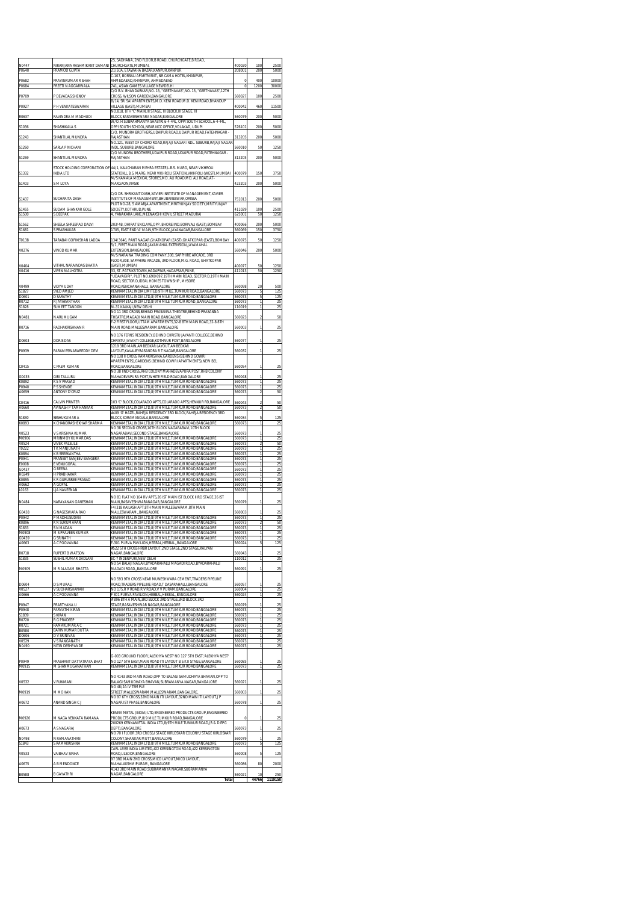| | | | | | |
|---|---|---|---|---|---|
| N0447 | NIRANJANA RASHMIKANT DAMANI | 25, SADHANA, 2ND FLOOR,B ROAD, CHURCHGATE,B ROAD, CHURCHGATE,MUMBAI, | 400020 | 100 | 2500 |
| P0640 | PRAMOD GUPTA | 21/50A, ETAWAHA BAZAR,KANPUR,KANPUR | 208001 | 200 | 5000 |
| P0682 | PRAVINKUMAR R SHAH | C-107, BORSALI APARTMENT, NR CAMA HOTEL,KHANPUR, AHMEDABAD,KHANPUR, AHMEDABAD | 0 | 400 | 10000 |
| P0684 | PREETI N AGGARWALA | 741, ASIAN GAMES VILLAGE NEWDELHI | 0 | 1200 | 30000 |
| P0709 | P DEVADAS SHENOY | C/O B.V. BHANDARKAR,NO. 15, "GEETHAVAS",NO. 15, "GEETHAVAS",12TH CROSS, WILSON GARDEN,BANGALORE | 560027 | 100 | 2500 |
| P0927 | P H VENKATESWARAN | B/14, SRI SAI APARTMENTS,M.D. KENI ROAD,M.D. KENI ROAD,BHANDUP VILLAGE (EAST),MUMBAI | 400042 | 460 | 11500 |
| R0637 | RAVINDRA M MADHUDI | NO.818, 8TH 'C' MAIN,III STAGE, III BLOCK,III STAGE, III BLOCK,BASAVESHWARA NAGAR,BANGALORE | 560079 | 200 | 5000 |
| S1036 | SHASHIKALA S | W/O. H SUBRAHMANYA SHASTRI,6-4-44L, OPP. SOUTH SCHOOL,6-4-44L, OPP. SOUTH SCHOOL,NEAR NCC OFFICE,VOLAKAD, UDUPI | 576101 | 200 | 5000 |
| S1243 | SHANTILAL MUNDRA | C/O. MUNDRA BROTHERS,UDAIPUR ROAD,UDAIPUR ROAD,FATEHNAGAR - RAJASTHAN | 313205 | 200 | 5000 |
| S1260 | SARLA P NICHANI | NO.121, WEST OF CHORD ROAD,RAJAJI NAGAR INDL. SUBURB,RAJAJI NAGAR INDL. SUBURB,BANGALORE | 560010 | 50 | 1250 |
| S1269 | SHANTILAL MUNDRA | C/O MUNDRA BROTHERS,UDAIPUR ROAD,UDAIPUR ROAD,FATEHNAGAR - RAJASTHAN | 313205 | 200 | 5000 |
| S1332 | STOCK HOLDING CORPORATION OF INDIA LTD | 44/1, KALICHARAN MEHRA ESTATE,L.B.S. MARG, NEAR VIKHROLI STATION,L.B.S. MARG, NEAR VIKHROLI STATION,VIKHROLI (WEST),MUMBAI | 400079 | 150 | 3750 |
| S1403 | S M LOYA | M/S KAMALA MEDICAL STORES,MD. ALI ROAD,MD. ALI ROAD,AT-MAKGAON,NASIK | 423203 | 200 | 5000 |
| S1437 | SUCHARITA DASH | C/O DR. SHRIKANT DASH,XAVIER INSTITUTE OF MANAGEMENT,XAVIER INSTITUTE OF MANAGEMENT,BHUBANESWAR,ORISSA | 751013 | 200 | 5000 |
| S1455 | SUDAM SHANKAR GOLE | PLOT NO-28, 5 AMARJA APARTMENT,MRITYUNJAY SOCIETY,MRITYUNJAY SOCIETY,KOTHRUD,PUNE | 411029 | 100 | 2500 |
| S1500 | S DEEPAK | 4, YANAKARA LANE,MEENAKSHI KOVIL STREET MADURAI | 625001 | 50 | 1250 |
| S1562 | SHEELA SHREEPAD DALVI | 203/4B, DHIRAT ENCLAVE,OPP. BHORE IND.BORIVALI (EAST),BOMBAY | 400066 | 200 | 5000 |
| S1681 | S PRABHAKAR | 1705, EAST END "A" MAIN,9TH BLOCK,JAYANAGAR,BANGALORE | 560069 | 150 | 3750 |
| T0138 | TARABAI GOPIKISHAN LADDA | 134/3646, PANT NAGAR,GHATKOPAR (EAST),GHATKOPAR (EAST),BOMBAY | 400075 | 50 | 1250 |
| V0276 | VINOD KUMAR | 571, FIRST MAIN ROAD,JAYAMAHAL EXTENSION,JAYAMAHAL EXTENSION,BANGALORE | 560046 | 200 | 5000 |
| V0404 | VITHAL NARAINDAS BHATIA | M/S NARAINA TRADING COMPANY,308, SAPPHIRE ARCADE, 3RD FLOOR,308, SAPPHIRE ARCADE, 3RD FLOOR,M.G. ROAD, GHATKOPAR (EAST),MUMBAI | 400077 | 50 | 1250 |
| V0416 | VIPEN MALHOTRA | 33, ST. PATRIKS TOWN,HADAPSAR,HADAPSAR,PUNE, | 411013 | 50 | 1250 |
| V0499 | VIDYA UDAY | "UDAYAGIRI",PLOT NO.690/697,19TH MAIN ROAD, SECTOR D,19TH MAIN ROAD, SECTOR D,IDEAL HOMES TOWNSHIP,, MYSORE ROAD,KENCHANAHALLI, BANGALORE | 560098 | 20 | 500 |
| S1827 | SYED AMJED | KENNAMETAL INDIA LIMITED,8TH MILE,TUMKUR ROAD,BANGALORE | 560073 | 5 | 125 |
| D0601 | D SARATHY | KENNAMETAL INDIA LTD,8/9TH MILE,TUMKUR ROAD,BANGALORE | 560073 | 5 | 125 |
| R0712 | R JAYAKANTHAN | KENNAMETAL INDIA LTD,8/9TH MILE,TUMKUR ROAD,,BANGALORE | 560073 | 1 | 25 |
| S1828 | SUMEET TANDON | M-31 KALKAJI,NEW DELHI | 110019 | 1 | 25 |
| N0481 | N ARUMUGAM | NO 11 3RD CROSS,BEHIND PRASANNA THEATRE,BEHIND PRASANNA THEATRE,MAGADI MAIN ROAD,BANGALORE | 560023 | 2 | 50 |
| R0716 | RADHAKRISHNAN R | F-2 FIRST FLOOR,UTTAM APARTMENTS,32-8 8TH MAIN ROAD,32-8 8TH MAIN ROAD,MALLESWARAM,BANGALORE | 560003 | 1 | 25 |
| D0603 | DORIS DAS | NO 176 FERNS RESIDENCY,BEHIND CHRISTU JAYANTI COLLEGE,BEHIND CHRISTU JAYANTI COLLEGE,KOTHNUR POST,BANGALORE | 560077 | 1 | 25 |
| P0939 | PARAMESWARAREDDY DEVI | 1219 3RD MAIN,AMBEDKAR LAYOUT,AMBEDKAR LAYOUT,KAVALBYRASANDRA R T NAGAR,BANGALORE | 560032 | 1 | 25 |
| C0415 | C PREM KUMAR | NO 138 II CROSS RAMAKRISHNA GARDENS (BEHIND GOWRI APARTMENTS),GARDENS (BEHIND GOWRI APARTMENTS),NEW BEL ROAD,BANGALORE | 560054 | 1 | 25 |
| G0435 | GIRI TALLURU | NO 38 IIND CROSS,RHB COLONY MAHADEVAPURA POST,RHB COLONY MAHADEVAPURA POST,WHITE FIELD ROAD,BANGALORE | 560048 | 1 | 25 |
| K0892 | K S V PRASAD | KENNAMETAL INDIA LTD,8/9TH MILE,TUMKUR ROAD,BANGALORE | 560073 | 1 | 25 |
| P0940 | P S SHENOY | KENNAMETAL INDIA LTD,8/9TH MILE,TUMKUR ROAD,BANGALORE | 560073 | 1 | 25 |
| A0659 | ANTONY D'CRUZ | KENNAMETAL INDIA LTD,8/9TH MILE,TUMKUR ROAD,BANGALORE | 560073 | 2 | 50 |
| C0416 | CALVIN PRINTER | 103 'C' BLOCK,COLARADO APTS,COLARADO APTS,HENNUR RD,BANGALORE | 560043 | 2 | 50 |
| A0660 | AVINASH P TAMHANKAR | KENNAMETAL INDIA LTD,8/9TH MILE,TUMKUR ROAD,BANGALORE | 560073 | 2 | 50 |
| S1830 | SESHUKUMAR A | #409 'G' HAZEL,RAHEJA RESIDENCY 3RD BLOCK,RAHEJA RESIDENCY 3RD BLOCK,KORAMANGALA,BANGALORE | 560034 | 5 | 125 |
| K0893 | K CHANDRASHEKHAR SHARMA | KENNAMETAL INDIA LTD,8/9TH MILE,TUMKUR ROAD,BANGALORE | 560073 | 1 | 25 |
| V0523 | V S KRISHNA KUMAR | NO 38 SECOND CROSS,10TH BLOCK NAGARABAVI,10TH BLOCK NAGARABAVI,SECOND STAGE,BANGALORE | 560073 | 1 | 25 |
| M0906 | MRINMOY KUMAR DAS | KENNAMETAL INDIA LTD,8/9TH MILE,TUMKUR ROAD,BANGALORE | 560073 | 1 | 25 |
| V0524 | VIVEK PALSULE | KENNAMETAL INDIA LTD,8/9TH MILE,TUMKUR ROAD,BANGALORE | 560073 | 2 | 50 |
| T0222 | T K MANJUNATH | KENNAMETAL INDIA LTD,8/9TH MILE,TUMKUR ROAD,BANGALORE | 560073 | 1 | 25 |
| K0894 | K B SREEKANTHA | KENNAMETAL INDIA LTD,8/9TH MILE,TUMKUR ROAD,BANGALORE | 560073 | 1 | 25 |
| P0941 | PRANEET SANJEEV BANGERA | KENNAMETAL INDIA LTD,8/9TH MILE,TUMKUR ROAD,BANGALORE | 560073 | 1 | 25 |
| E0008 | E VENUGOPAL | KENNAMETAL INDIA LTD,8/9TH MILE,TUMKUR ROAD,BANGALORE | 560073 | 1 | 25 |
| G0437 | G BEENA | KENNAMETAL INDIA LTD,8/9TH MILE,TUMKUR ROAD,BANGALORE | 560073 | 1 | 25 |
| H0249 | H PRABHAKAR | KENNAMETAL INDIA LTD,8/9TH MILE,TUMKUR ROAD,BANGALORE | 560073 | 1 | 25 |
| K0895 | K R GURUSREE PRASAD | KENNAMETAL INDIA LTD,8/9TH MILE,TUMKUR ROAD,BANGALORE | 560073 | 1 | 25 |
| A0662 | A GOPAL | KENNAMETAL INDIA LTD,8/9TH MILE,TUMKUR ROAD,BANGALORE | 560073 | 1 | 25 |
| L0163 | LJA NAVEENAN | KENNAMETAL INDIA LTD,8/9TH MILE,TUMKUR ROAD,BANGALORE | 560073 | 1 | 25 |
| N0484 | NARAYANAN GANESHAN | NO 81 FLAT NO 104 RV APTS,26 IST MAIN IST BLOCK IIIRD STAGE,26 IST MAIN,BASAVESHWARANAGAR,BANGALORE | 560079 | 1 | 25 |
| G0438 | G NAGESWARA RAO | F4/318 KAILASH APT,8TH MAIN MALLESWARAM,,8TH MAIN MALLESWARAM,,BANGALORE | 560003 | 1 | 25 |
| P0942 | P MADHUSUDAN | KENNAMETAL INDIA LTD,8/9TH MILE,TUMKUR ROAD,BANGALORE | 560073 | 1 | 25 |
| K0896 | K N SUKUMARAN | KENNAMETAL INDIA LTD,8/9TH MILE,TUMKUR ROAD,BANGALORE | 560073 | 2 | 50 |
| S1833 | S N MADAN | KENNAMETAL INDIA LTD,8/9TH MILE,TUMKUR ROAD,BANGALORE | 560073 | 1 | 25 |
| M0908 | M S PRAVEEN KUMAR | KENNAMETAL INDIA LTD,8/9TH MILE,TUMKUR ROAD,BANGALORE | 560073 | 1 | 25 |
| G0439 | G SRINATH | KENNAMETAL INDIA LTD,8/9TH MILE,TUMKUR ROAD,BANGALORE | 560073 | 1 | 25 |
| A0663 | A C POOVANNA | F-301 PURVA PAVILION,HEBBAL,HEBBAL,,BANGALORE | 560024 | 5 | 125 |
| R0718 | RUPERT B WATSON | #522 5TH CROSS HRBR LAYOUT,2ND STAGE,2ND STAGE,KALYAN NAGAR,BANGALORE | 560043 | 1 | 25 |
| S1835 | SUSHIL KUMAR DADLANI | EC-7 INDERPURI,NEW DELHI | 110012 | 1 | 25 |
| M0909 | M R ALAGAMI BHATTA | NO 54 BALAJI NAGAR,BYADARAHALLI MAGADI ROAD,BYADARAHALLI MAGADI ROAD,,BANGALORE | 560091 | 1 | 25 |
| D0604 | D S MURALI | NO 593 9TH CROSS NEAR MUNESHWARA CEMENT,TRADERS PIPELINE ROAD,TRADERS PIPELINE ROAD,T DASARAHALLI,BANGALORE | 560057 | 1 | 25 |
| V0527 | V SUDHARSHANAN | NO 175,R V ROAD,R V ROAD,V V PURAM,BANGALORE | 560004 | 1 | 25 |
| A0666 | A C POOVANNA | F 301 PURVA PAVILION,HEBBAL,HEBBAL,,BANGALORE | 560024 | 1 | 25 |
| P0947 | PRARTHANA U | #896 8TH A MAIN,3RD BLOCK 3RD STAGE,3RD BLOCK 3RD STAGE,BASAVESHWAR NAGAR,BANGALORE | 560079 | 1 | 25 |
| P0948 | PARVATHI KIRAN | KENNAMETAL INDIA LTD,8/9TH MILE,TUMKUR ROAD,BANGALORE | 560073 | 1 | 25 |
| S1839 | S KIRAN | KENNAMETAL INDIA LTD,8/9TH MILE,TUMKUR ROAD,BANGALORE | 560073 | 1 | 25 |
| R0720 | R G PRADEEP | KENNAMETAL INDIA LTD,8/9TH MILE,TUMKUR ROAD,BANGALORE | 560073 | 1 | 25 |
| R0721 | RAMAKUMAR A C | KENNAMETAL INDIA LTD,8/9TH MILE,TUMKUR ROAD,BANGALORE | 560073 | 1 | 25 |
| B0580 | BARIN KUMAR DUTTA | KENNAMETAL INDIA LTD,8/9TH MILE,TUMKUR ROAD,BANGALORE | 560073 | 1 | 25 |
| D0606 | D V SRINIVAS | KENNAMETAL INDIA LTD,8/9TH MILE,TUMKUR ROAD,BANGALORE | 560073 | 1 | 25 |
| V0529 | V S RANGANATH | KENNAMETAL INDIA LTD,8/9TH MILE,TUMKUR ROAD,BANGALORE | 560073 | 1 | 25 |
| N0490 | NITIN DESHPANDE | KENNAMETAL INDIA LTD,8/9TH MILE,TUMKUR ROAD,BANGALORE | 560073 | 1 | 25 |
| P0949 | PRASHANT DATTATRAYA BHAT | G-003 GROUND FLOOR,'ALEKHYA NEST' NO 127 5TH EAST,'ALEKHYA NEST' NO 127 5TH EAST,MAIN ROAD ITI LAYOUT B S K II STAGE,BANGALORE | 560085 | 1 | 25 |
| M0915 | M SHANMUGANATHAN | KENNAMETAL INDIA LTD,8/9TH MILE,TUMKUR ROAD,BANGALORE | 560073 | 1 | 25 |
| V0532 | V RUKMANI | NO 4143 3RD MAIN ROAD,OPP TO BALAGI SAMUDHAYA BHAVAN,OPP TO BALAGI SAMUDHAYA BHAVAN,SUBRAMANYA NAGAR,BANGALORE | 560021 | 1 | 25 |
| M0919 | M MOHAN | NO 48/2A IV TEMPLE STREET,MALLESWARAM,MALLESWARAM,,BANGALORE, | 560003 | 1 | 25 |
| A0672 | ANAND SINGH C J | NO 97 6TH CROSS,32ND MAIN ITI LAYOUT,32ND MAIN ITI LAYOUT,J P NAGAR IST PHASE,BANGALORE | 560078 | 1 | 25 |
| M0920 | M NAGA VENKATA RAMANA | KENNA METAL (INDIA) LTD,ENGINEERED PRODUCTS GROUP,ENGINEERED PRODUCTS GROUP,8/9 MILE TUMKUR ROAD,BANGALORE | 0 | 1 | 25 |
| A0673 | A S NAGARAJ | 200269 KENNAMETAL INDIA LTD,8/9TH MILE TUMKUR ROAD,(R & D EPG DEPT),BANGALORE | 560073 | 1 | 25 |
| N0498 | N RAMANATHAN | NO 70 I FLOOR 3RD CROSS,I STAGE KIRLOSKAR COLONY,I STAGE KIRLOSKAR COLONY,SHANKAR MUTT,BANGALORE | 560079 | 1 | 25 |
| S1843 | S RAMAKRISHNA | KENNAMETAL INDIA LTD,8/9TH MILE,TUMKUR ROAD,BANGALORE | 560073 | 5 | 125 |
| V0533 | VAIBHAV SINHA | CARL ZEISS INDIA LIMITED,#22 KERSINGTON ROAD,#22 KERSINGTON ROAD,ULSOOR,BANGALORE | 560008 | 5 | 125 |
| A0675 | A B MENDONCE | 97 3RD MAIN 2ND CROSS,MICO LAYOUT,MICO LAYOUT, MAHALAKSHMIPURAM, BANGALORE | 560086 | 80 | 2000 |
| B0588 | B GAYATHRI | 4143 3RD MAIN ROAD,SUBRAMANYA NAGAR,SUBRAMANYA NAGAR,BANGALORE | 560021 | 10 | 250 |
| | | Total | | 44766 | 1119150 |